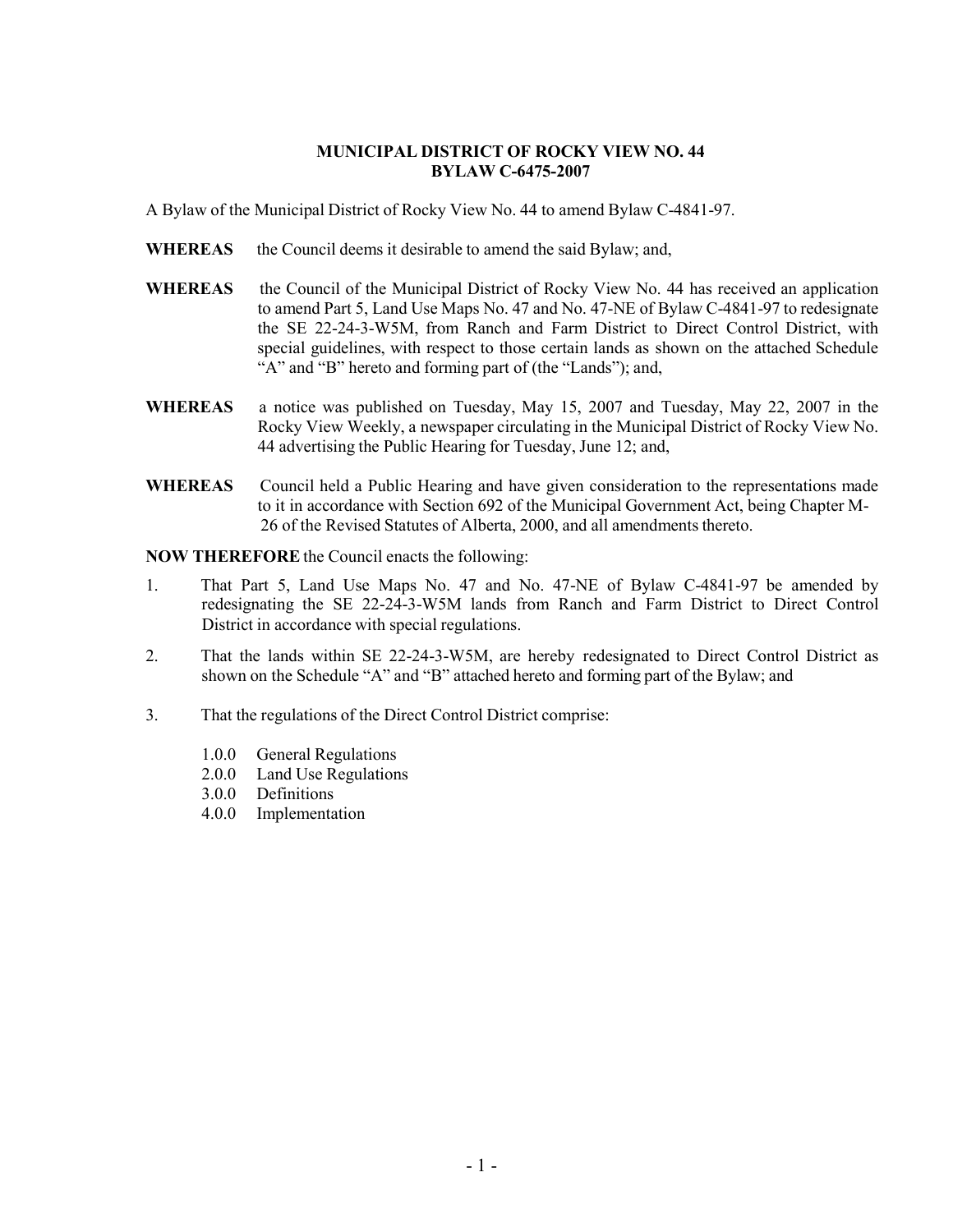**MUNICIPAL DISTRICT OF ROCKY VIEW NO. 44**
**BYLAW C-6475-2007**

A Bylaw of the Municipal District of Rocky View No. 44 to amend Bylaw C-4841-97.

**WHEREAS** the Council deems it desirable to amend the said Bylaw; and,

**WHEREAS** the Council of the Municipal District of Rocky View No. 44 has received an application to amend Part 5, Land Use Maps No. 47 and No. 47-NE of Bylaw C-4841-97 to redesignate the SE 22-24-3-W5M, from Ranch and Farm District to Direct Control District, with special guidelines, with respect to those certain lands as shown on the attached Schedule "A" and "B" hereto and forming part of (the "Lands"); and,

**WHEREAS** a notice was published on Tuesday, May 15, 2007 and Tuesday, May 22, 2007 in the Rocky View Weekly, a newspaper circulating in the Municipal District of Rocky View No. 44 advertising the Public Hearing for Tuesday, June 12; and,

**WHEREAS** Council held a Public Hearing and have given consideration to the representations made to it in accordance with Section 692 of the Municipal Government Act, being Chapter M-26 of the Revised Statutes of Alberta, 2000, and all amendments thereto.

**NOW THEREFORE** the Council enacts the following:

1. That Part 5, Land Use Maps No. 47 and No. 47-NE of Bylaw C-4841-97 be amended by redesignating the SE 22-24-3-W5M lands from Ranch and Farm District to Direct Control District in accordance with special regulations.

2. That the lands within SE 22-24-3-W5M, are hereby redesignated to Direct Control District as shown on the Schedule "A" and "B" attached hereto and forming part of the Bylaw; and

3. That the regulations of the Direct Control District comprise:

   1.0.0 General Regulations
   2.0.0 Land Use Regulations
   3.0.0 Definitions
   4.0.0 Implementation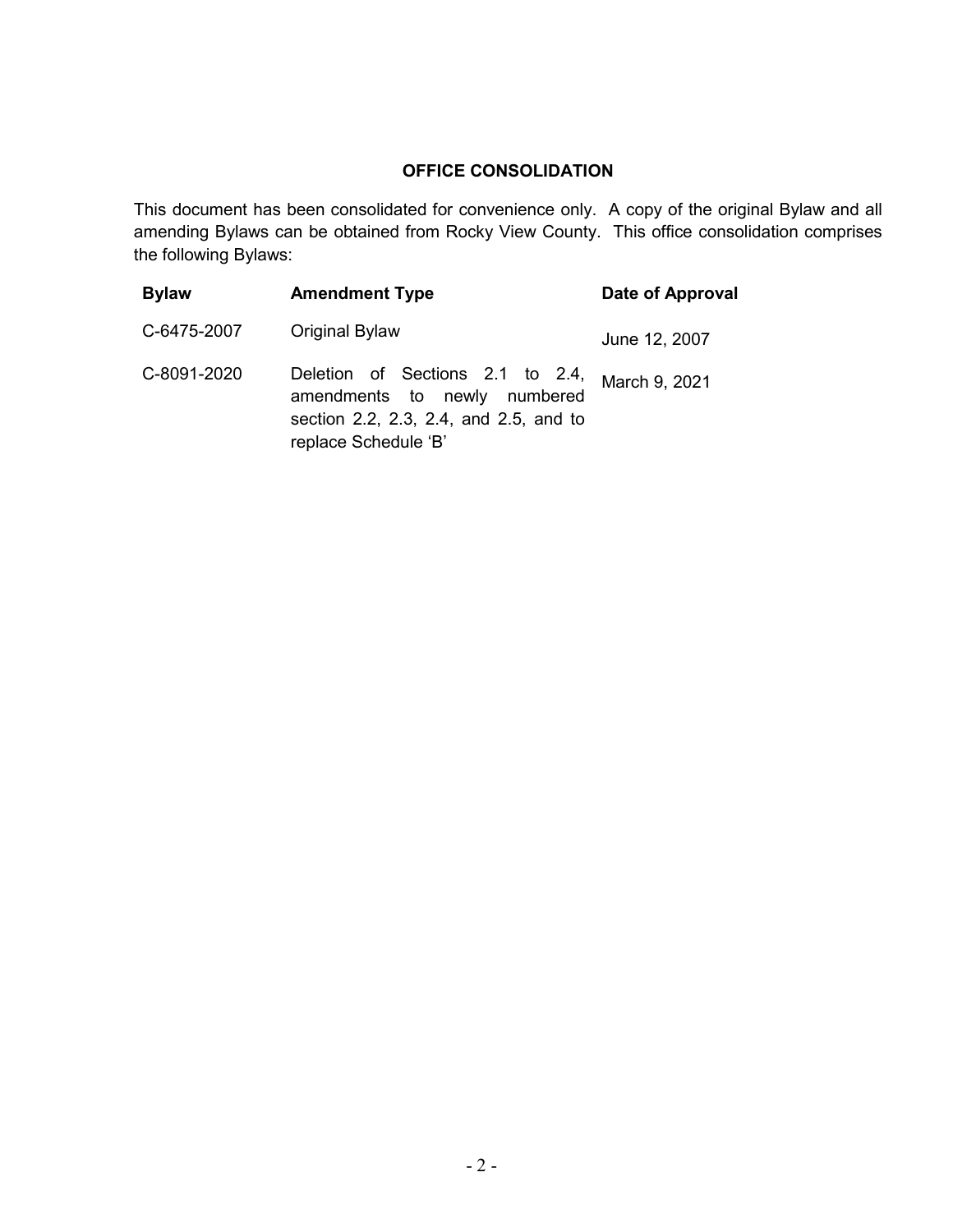## OFFICE CONSOLIDATION

This document has been consolidated for convenience only. A copy of the original Bylaw and all amending Bylaws can be obtained from Rocky View County. This office consolidation comprises the following Bylaws:

| Bylaw | Amendment Type | Date of Approval |
|---|---|---|
| C-6475-2007 | Original Bylaw | June 12, 2007 |
| C-8091-2020 | Deletion of Sections 2.1 to 2.4, amendments to newly numbered section 2.2, 2.3, 2.4, and 2.5, and to replace Schedule 'B' | March 9, 2021 |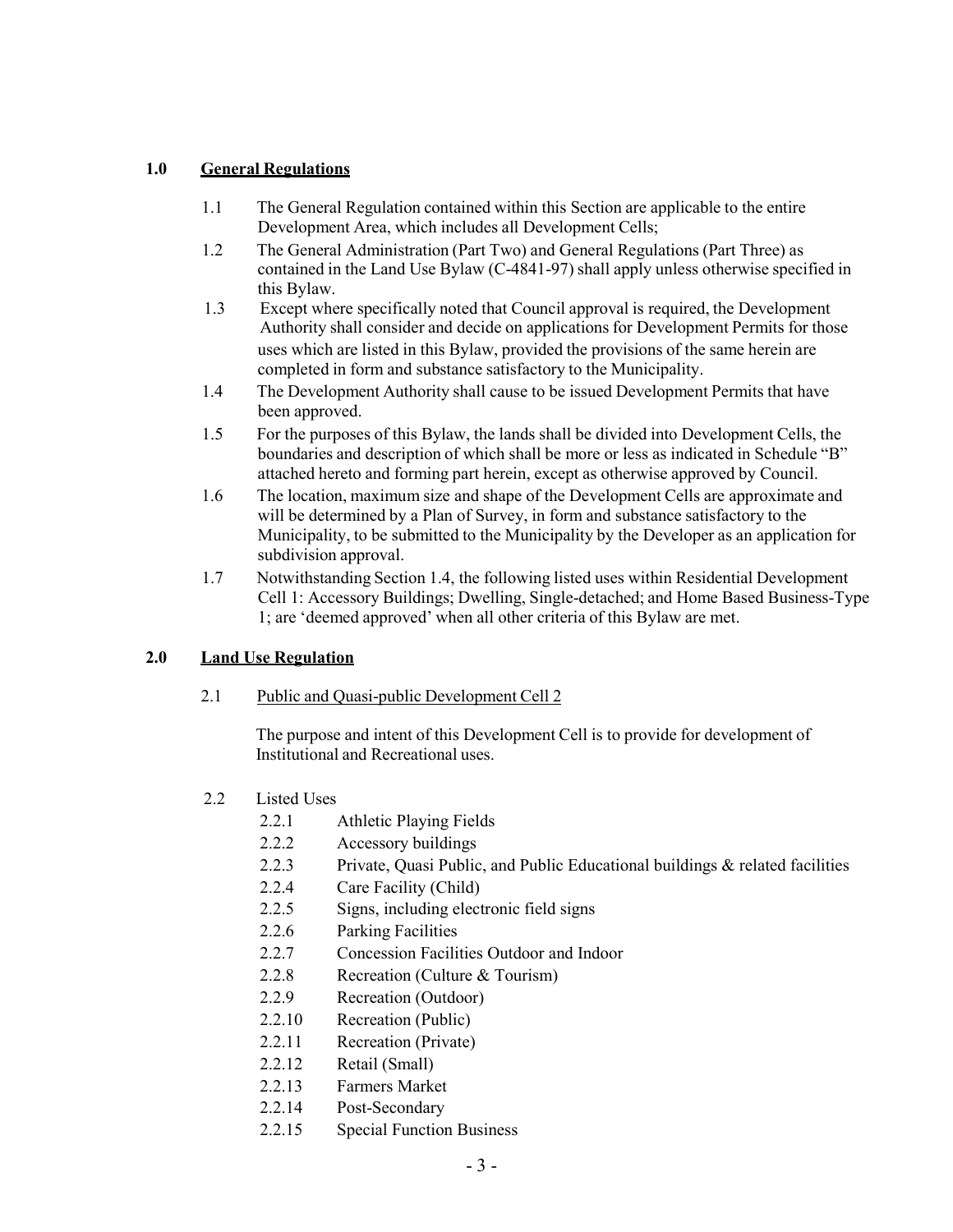## 1.0 General Regulations

1.1 The General Regulation contained within this Section are applicable to the entire Development Area, which includes all Development Cells;

1.2 The General Administration (Part Two) and General Regulations (Part Three) as contained in the Land Use Bylaw (C-4841-97) shall apply unless otherwise specified in this Bylaw.

1.3 Except where specifically noted that Council approval is required, the Development Authority shall consider and decide on applications for Development Permits for those uses which are listed in this Bylaw, provided the provisions of the same herein are completed in form and substance satisfactory to the Municipality.

1.4 The Development Authority shall cause to be issued Development Permits that have been approved.

1.5 For the purposes of this Bylaw, the lands shall be divided into Development Cells, the boundaries and description of which shall be more or less as indicated in Schedule "B" attached hereto and forming part herein, except as otherwise approved by Council.

1.6 The location, maximum size and shape of the Development Cells are approximate and will be determined by a Plan of Survey, in form and substance satisfactory to the Municipality, to be submitted to the Municipality by the Developer as an application for subdivision approval.

1.7 Notwithstanding Section 1.4, the following listed uses within Residential Development Cell 1: Accessory Buildings; Dwelling, Single-detached; and Home Based Business-Type 1; are 'deemed approved' when all other criteria of this Bylaw are met.

## 2.0 Land Use Regulation

2.1 <u>Public and Quasi-public Development Cell 2</u>

The purpose and intent of this Development Cell is to provide for development of Institutional and Recreational uses.

2.2 Listed Uses

- 2.2.1 Athletic Playing Fields
- 2.2.2 Accessory buildings
- 2.2.3 Private, Quasi Public, and Public Educational buildings & related facilities
- 2.2.4 Care Facility (Child)
- 2.2.5 Signs, including electronic field signs
- 2.2.6 Parking Facilities
- 2.2.7 Concession Facilities Outdoor and Indoor
- 2.2.8 Recreation (Culture & Tourism)
- 2.2.9 Recreation (Outdoor)
- 2.2.10 Recreation (Public)
- 2.2.11 Recreation (Private)
- 2.2.12 Retail (Small)
- 2.2.13 Farmers Market
- 2.2.14 Post-Secondary
- 2.2.15 Special Function Business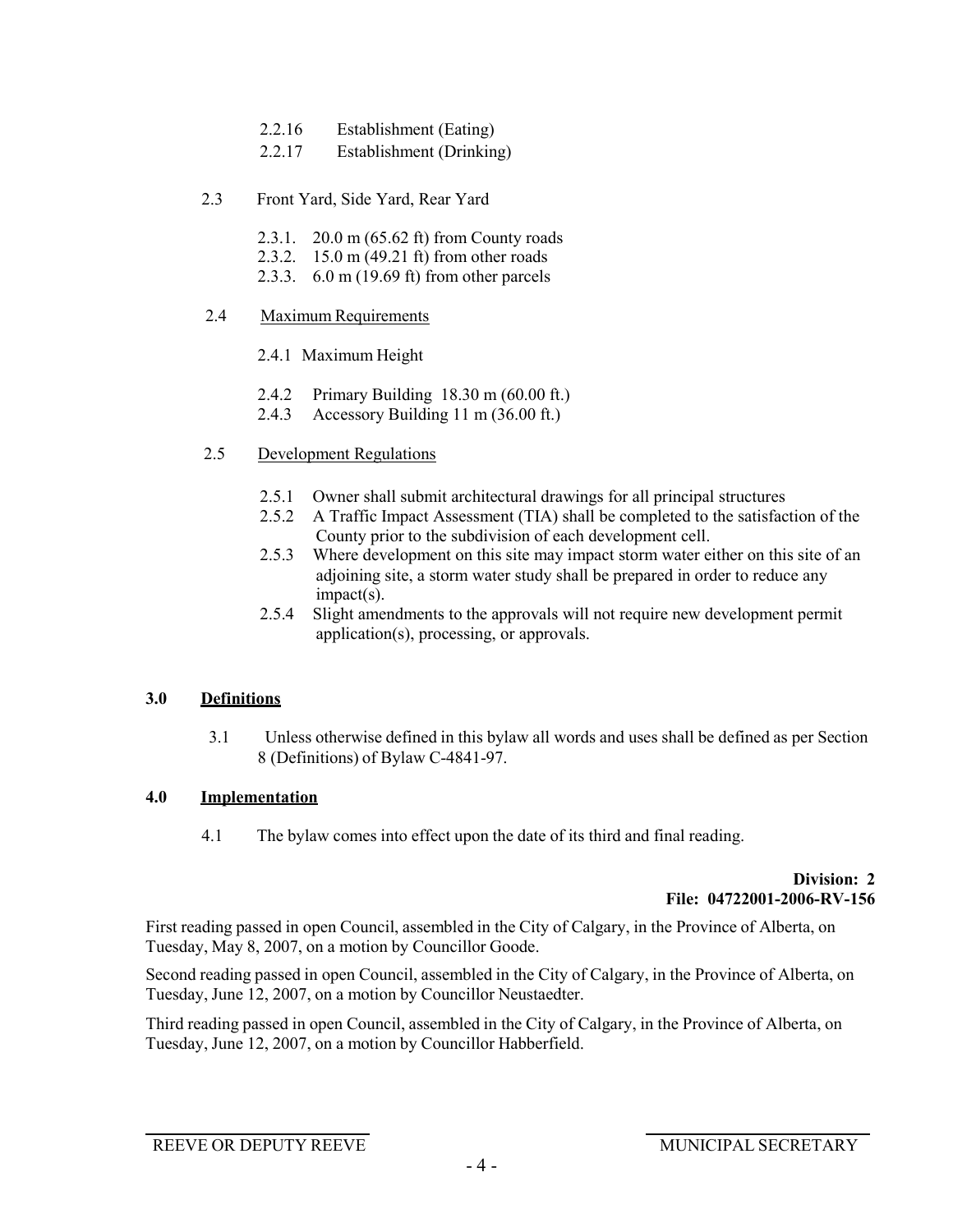2.2.16 Establishment (Eating)
2.2.17 Establishment (Drinking)

2.3 Front Yard, Side Yard, Rear Yard

2.3.1. 20.0 m (65.62 ft) from County roads
2.3.2. 15.0 m (49.21 ft) from other roads
2.3.3. 6.0 m (19.69 ft) from other parcels

2.4 <u>Maximum Requirements</u>

2.4.1 Maximum Height

2.4.2 Primary Building 18.30 m (60.00 ft.)
2.4.3 Accessory Building 11 m (36.00 ft.)

2.5 <u>Development Regulations</u>

2.5.1 Owner shall submit architectural drawings for all principal structures
2.5.2 A Traffic Impact Assessment (TIA) shall be completed to the satisfaction of the County prior to the subdivision of each development cell.
2.5.3 Where development on this site may impact storm water either on this site of an adjoining site, a storm water study shall be prepared in order to reduce any impact(s).
2.5.4 Slight amendments to the approvals will not require new development permit application(s), processing, or approvals.

## 3.0 <u>Definitions</u>

3.1 Unless otherwise defined in this bylaw all words and uses shall be defined as per Section 8 (Definitions) of Bylaw C-4841-97.

## 4.0 <u>Implementation</u>

4.1 The bylaw comes into effect upon the date of its third and final reading.

**Division: 2**
**File: 04722001-2006-RV-156**

First reading passed in open Council, assembled in the City of Calgary, in the Province of Alberta, on Tuesday, May 8, 2007, on a motion by Councillor Goode.

Second reading passed in open Council, assembled in the City of Calgary, in the Province of Alberta, on Tuesday, June 12, 2007, on a motion by Councillor Neustaedter.

Third reading passed in open Council, assembled in the City of Calgary, in the Province of Alberta, on Tuesday, June 12, 2007, on a motion by Councillor Habberfield.

REEVE OR DEPUTY REEVE

MUNICIPAL SECRETARY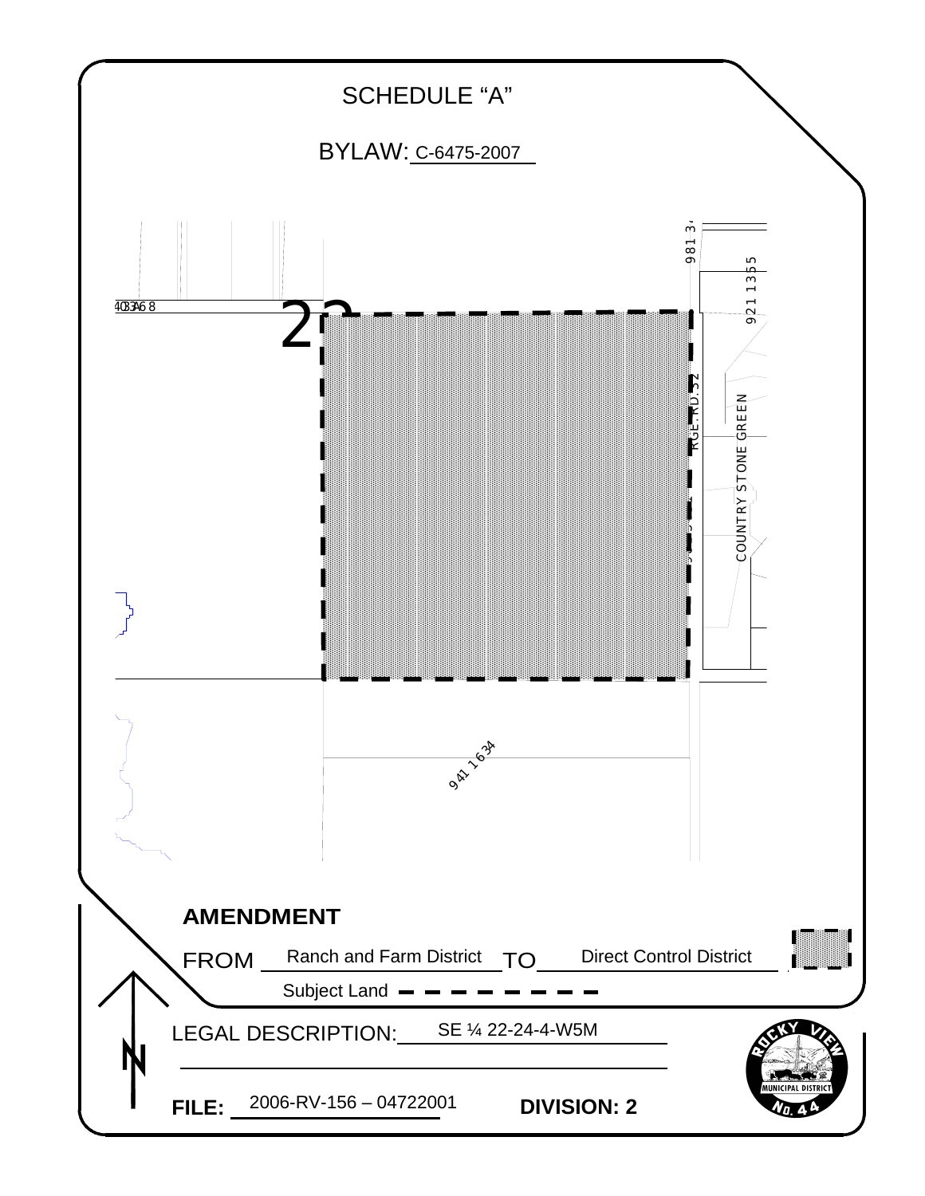# SCHEDULE "A"

BYLAW: C-6475-2007

981 34

921 1355

RGE. RD. 32

COUNTRY STONE GREEN

941 1634

## AMENDMENT

FROM Ranch and Farm District TO Direct Control District

Subject Land

LEGAL DESCRIPTION: SE ¼ 22-24-4-W5M

**FILE:** 2006-RV-156 – 04722001 **DIVISION: 2**

ROCKY VIEW MUNICIPAL DISTRICT No. 44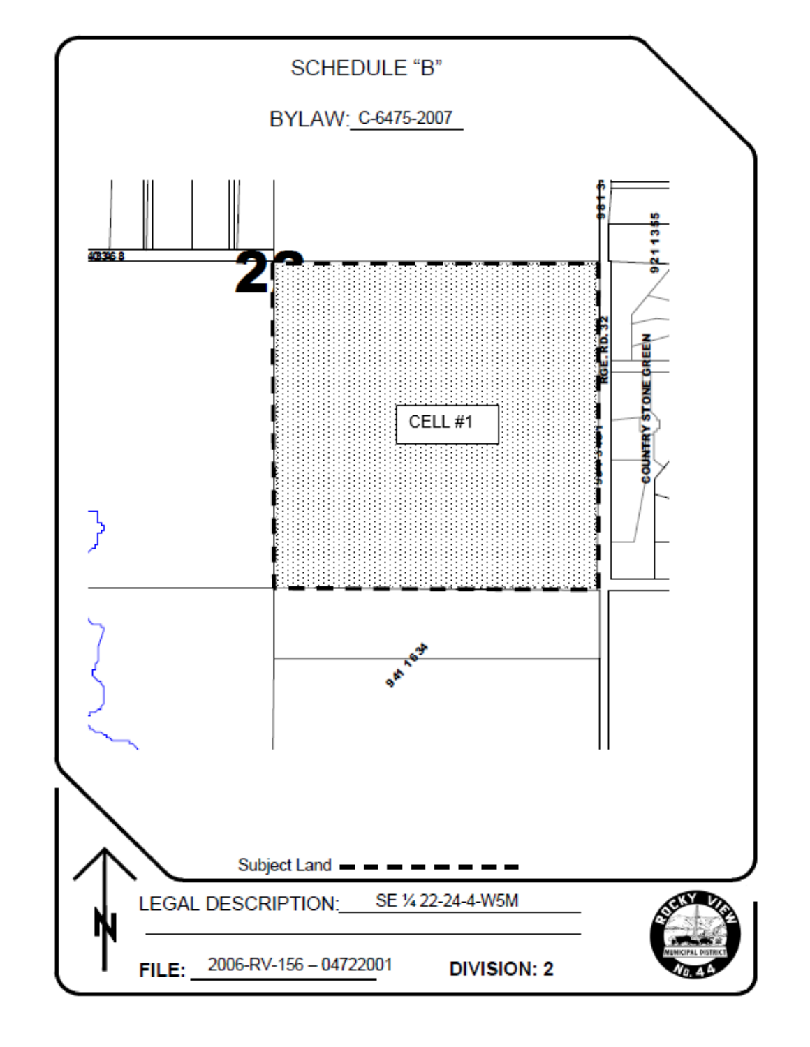# SCHEDULE "B"

BYLAW: C-6475-2007

CELL #1

RGE. RD. 32

COUNTRY STONE GREEN

941 1634

9211355

981 3

40336 8

Subject Land

LEGAL DESCRIPTION: SE ¼ 22-24-4-W5M

FILE: 2006-RV-156 – 04722001

DIVISION: 2

ROCKY VIEW MUNICIPAL DISTRICT No. 44